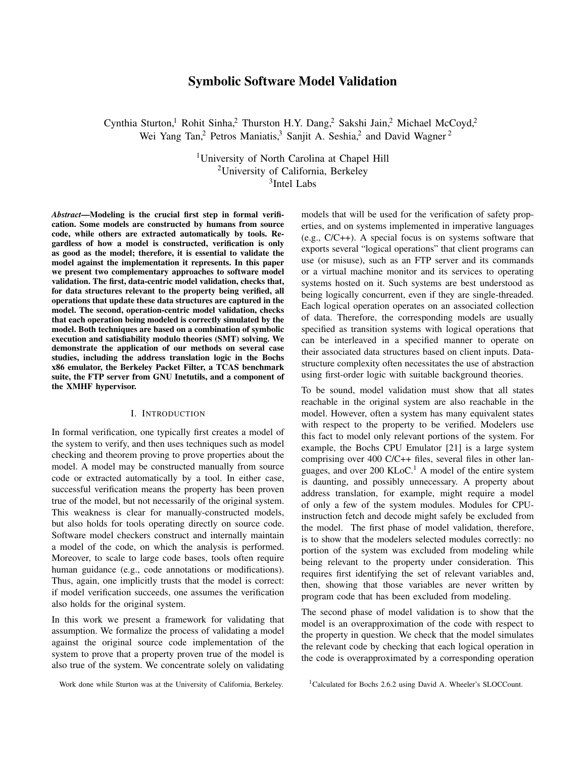# Symbolic Software Model Validation

Cynthia Sturton,[1] Rohit Sinha,[2] Thurston H.Y. Dang,[2] Sakshi Jain,[2] Michael McCoyd,[2] Wei Yang Tan,[2] Petros Maniatis,[3] Sanjit A. Seshia,[2] and David Wagner [2]

[1]University of North Carolina at Chapel Hill
[2]University of California, Berkeley
[3]Intel Labs

***Abstract*—Modeling is the crucial first step in formal verification. Some models are constructed by humans from source code, while others are extracted automatically by tools. Regardless of how a model is constructed, verification is only as good as the model; therefore, it is essential to validate the model against the implementation it represents. In this paper we present two complementary approaches to software model validation. The first, data-centric model validation, checks that, for data structures relevant to the property being verified, all operations that update these data structures are captured in the model. The second, operation-centric model validation, checks that each operation being modeled is correctly simulated by the model. Both techniques are based on a combination of symbolic execution and satisfiability modulo theories (SMT) solving. We demonstrate the application of our methods on several case studies, including the address translation logic in the Bochs x86 emulator, the Berkeley Packet Filter, a TCAS benchmark suite, the FTP server from GNU Inetutils, and a component of the XMHF hypervisor.**

## I. Introduction

In formal verification, one typically first creates a model of the system to verify, and then uses techniques such as model checking and theorem proving to prove properties about the model. A model may be constructed manually from source code or extracted automatically by a tool. In either case, successful verification means the property has been proven true of the model, but not necessarily of the original system. This weakness is clear for manually-constructed models, but also holds for tools operating directly on source code. Software model checkers construct and internally maintain a model of the code, on which the analysis is performed. Moreover, to scale to large code bases, tools often require human guidance (e.g., code annotations or modifications). Thus, again, one implicitly trusts that the model is correct: if model verification succeeds, one assumes the verification also holds for the original system.

In this work we present a framework for validating that assumption. We formalize the process of validating a model against the original source code implementation of the system to prove that a property proven true of the model is also true of the system. We concentrate solely on validating models that will be used for the verification of safety properties, and on systems implemented in imperative languages (e.g., C/C++). A special focus is on systems software that exports several "logical operations" that client programs can use (or misuse), such as an FTP server and its commands or a virtual machine monitor and its services to operating systems hosted on it. Such systems are best understood as being logically concurrent, even if they are single-threaded. Each logical operation operates on an associated collection of data. Therefore, the corresponding models are usually specified as transition systems with logical operations that can be interleaved in a specified manner to operate on their associated data structures based on client inputs. Data-structure complexity often necessitates the use of abstraction using first-order logic with suitable background theories.

To be sound, model validation must show that all states reachable in the original system are also reachable in the model. However, often a system has many equivalent states with respect to the property to be verified. Modelers use this fact to model only relevant portions of the system. For example, the Bochs CPU Emulator [21] is a large system comprising over 400 C/C++ files, several files in other languages, and over 200 KLoC.[1] A model of the entire system is daunting, and possibly unnecessary. A property about address translation, for example, might require a model of only a few of the system modules. Modules for CPU-instruction fetch and decode might safely be excluded from the model. The first phase of model validation, therefore, is to show that the modelers selected modules correctly: no portion of the system was excluded from modeling while being relevant to the property under consideration. This requires first identifying the set of relevant variables and, then, showing that those variables are never written by program code that has been excluded from modeling.

The second phase of model validation is to show that the model is an overapproximation of the code with respect to the property in question. We check that the model simulates the relevant code by checking that each logical operation in the code is overapproximated by a corresponding operation

Work done while Sturton was at the University of California, Berkeley.

[1]Calculated for Bochs 2.6.2 using David A. Wheeler's SLOCCount.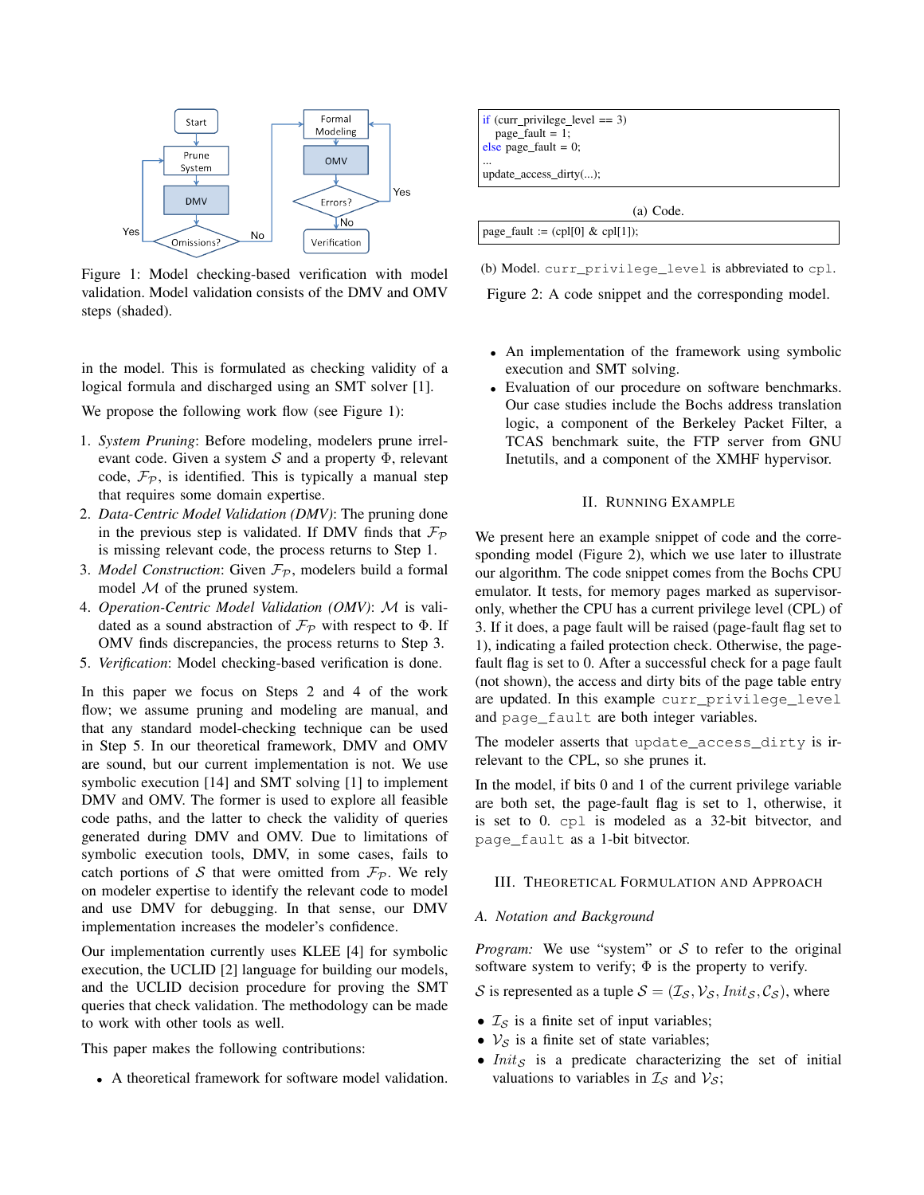Figure 1: Model checking-based verification with model validation. Model validation consists of the DMV and OMV steps (shaded).

in the model. This is formulated as checking validity of a logical formula and discharged using an SMT solver [1].

We propose the following work flow (see Figure 1):

1. *System Pruning*: Before modeling, modelers prune irrelevant code. Given a system $\mathcal{S}$ and a property $\Phi$, relevant code, $\mathcal{F}_\mathcal{P}$, is identified. This is typically a manual step that requires some domain expertise.
2. *Data-Centric Model Validation (DMV)*: The pruning done in the previous step is validated. If DMV finds that $\mathcal{F}_\mathcal{P}$ is missing relevant code, the process returns to Step 1.
3. *Model Construction*: Given $\mathcal{F}_\mathcal{P}$, modelers build a formal model $\mathcal{M}$ of the pruned system.
4. *Operation-Centric Model Validation (OMV)*: $\mathcal{M}$ is validated as a sound abstraction of $\mathcal{F}_\mathcal{P}$ with respect to $\Phi$. If OMV finds discrepancies, the process returns to Step 3.
5. *Verification*: Model checking-based verification is done.

In this paper we focus on Steps 2 and 4 of the work flow; we assume pruning and modeling are manual, and that any standard model-checking technique can be used in Step 5. In our theoretical framework, DMV and OMV are sound, but our current implementation is not. We use symbolic execution [14] and SMT solving [1] to implement DMV and OMV. The former is used to explore all feasible code paths, and the latter to check the validity of queries generated during DMV and OMV. Due to limitations of symbolic execution tools, DMV, in some cases, fails to catch portions of $\mathcal{S}$ that were omitted from $\mathcal{F}_\mathcal{P}$. We rely on modeler expertise to identify the relevant code to model and use DMV for debugging. In that sense, our DMV implementation increases the modeler's confidence.

Our implementation currently uses KLEE [4] for symbolic execution, the UCLID [2] language for building our models, and the UCLID decision procedure for proving the SMT queries that check validation. The methodology can be made to work with other tools as well.

This paper makes the following contributions:

- A theoretical framework for software model validation.
- An implementation of the framework using symbolic execution and SMT solving.
- Evaluation of our procedure on software benchmarks. Our case studies include the Bochs address translation logic, a component of the Berkeley Packet Filter, a TCAS benchmark suite, the FTP server from GNU Inetutils, and a component of the XMHF hypervisor.

```
if (curr_privilege_level == 3)
    page_fault = 1;
else page_fault = 0;
...
update_access_dirty(...);
```

(a) Code.

```
page_fault := (cpl[0] & cpl[1]);
```

(b) Model. `curr_privilege_level` is abbreviated to `cpl`.

Figure 2: A code snippet and the corresponding model.

## II. Running Example

We present here an example snippet of code and the corresponding model (Figure 2), which we use later to illustrate our algorithm. The code snippet comes from the Bochs CPU emulator. It tests, for memory pages marked as supervisor-only, whether the CPU has a current privilege level (CPL) of 3. If it does, a page fault will be raised (page-fault flag set to 1), indicating a failed protection check. Otherwise, the page-fault flag is set to 0. After a successful check for a page fault (not shown), the access and dirty bits of the page table entry are updated. In this example `curr_privilege_level` and `page_fault` are both integer variables.

The modeler asserts that `update_access_dirty` is irrelevant to the CPL, so she prunes it.

In the model, if bits 0 and 1 of the current privilege variable are both set, the page-fault flag is set to 1, otherwise, it is set to 0. `cpl` is modeled as a 32-bit bitvector, and `page_fault` as a 1-bit bitvector.

## III. Theoretical Formulation and Approach

### A. Notation and Background

*Program:* We use "system" or $\mathcal{S}$ to refer to the original software system to verify; $\Phi$ is the property to verify.

$\mathcal{S}$ is represented as a tuple $\mathcal{S} = (\mathcal{I}_\mathcal{S}, \mathcal{V}_\mathcal{S}, Init_\mathcal{S}, \mathcal{C}_\mathcal{S})$, where

- $\mathcal{I}_\mathcal{S}$ is a finite set of input variables;
- $\mathcal{V}_\mathcal{S}$ is a finite set of state variables;
- $Init_\mathcal{S}$ is a predicate characterizing the set of initial valuations to variables in $\mathcal{I}_\mathcal{S}$ and $\mathcal{V}_\mathcal{S}$;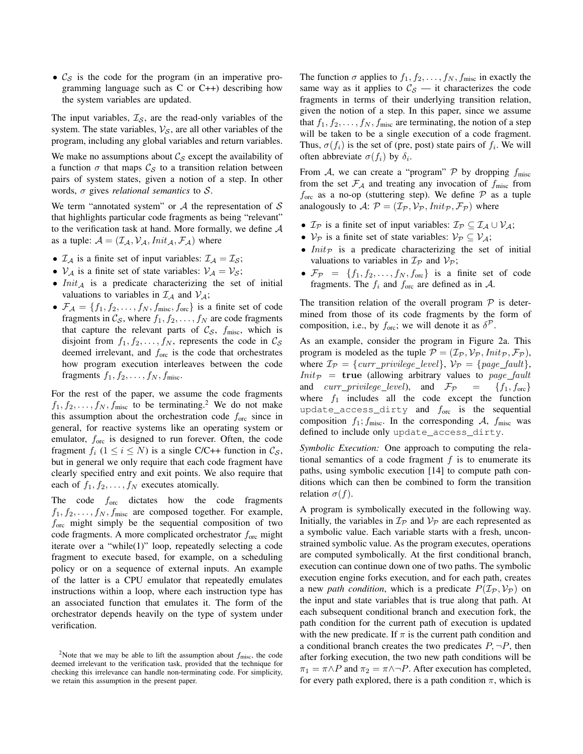- $\mathcal{C}_\mathcal{S}$ is the code for the program (in an imperative programming language such as C or C++) describing how the system variables are updated.

The input variables, $\mathcal{I}_\mathcal{S}$, are the read-only variables of the system. The state variables, $\mathcal{V}_\mathcal{S}$, are all other variables of the program, including any global variables and return variables.

We make no assumptions about $\mathcal{C}_\mathcal{S}$ except the availability of a function $\sigma$ that maps $\mathcal{C}_\mathcal{S}$ to a transition relation between pairs of system states, given a notion of a step. In other words, $\sigma$ gives *relational semantics* to $\mathcal{S}$.

We term "annotated system" or $\mathcal{A}$ the representation of $\mathcal{S}$ that highlights particular code fragments as being "relevant" to the verification task at hand. More formally, we define $\mathcal{A}$ as a tuple: $\mathcal{A} = (\mathcal{I}_\mathcal{A}, \mathcal{V}_\mathcal{A}, Init_\mathcal{A}, \mathcal{F}_\mathcal{A})$ where

- $\mathcal{I}_\mathcal{A}$ is a finite set of input variables: $\mathcal{I}_\mathcal{A} = \mathcal{I}_\mathcal{S}$;
- $\mathcal{V}_\mathcal{A}$ is a finite set of state variables: $\mathcal{V}_\mathcal{A} = \mathcal{V}_\mathcal{S}$;
- $Init_\mathcal{A}$ is a predicate characterizing the set of initial valuations to variables in $\mathcal{I}_\mathcal{A}$ and $\mathcal{V}_\mathcal{A}$;
- $\mathcal{F}_\mathcal{A} = \{f_1, f_2, \ldots, f_N, f_{\text{misc}}, f_{\text{orc}}\}$ is a finite set of code fragments in $\mathcal{C}_\mathcal{S}$, where $f_1, f_2, \ldots, f_N$ are code fragments that capture the relevant parts of $\mathcal{C}_\mathcal{S}$, $f_{\text{misc}}$, which is disjoint from $f_1, f_2, \ldots, f_N$, represents the code in $\mathcal{C}_\mathcal{S}$ deemed irrelevant, and $f_{\text{orc}}$ is the code that orchestrates how program execution interleaves between the code fragments $f_1, f_2, \ldots, f_N, f_{\text{misc}}$.

For the rest of the paper, we assume the code fragments $f_1, f_2, \ldots, f_N, f_{\text{misc}}$ to be terminating.[2] We do not make this assumption about the orchestration code $f_{\text{orc}}$ since in general, for reactive systems like an operating system or emulator, $f_{\text{orc}}$ is designed to run forever. Often, the code fragment $f_i$ ($1 \le i \le N$) is a single C/C++ function in $\mathcal{C}_\mathcal{S}$, but in general we only require that each code fragment have clearly specified entry and exit points. We also require that each of $f_1, f_2, \ldots, f_N$ executes atomically.

The code $f_{\text{orc}}$ dictates how the code fragments $f_1, f_2, \ldots, f_N, f_{\text{misc}}$ are composed together. For example, $f_{\text{orc}}$ might simply be the sequential composition of two code fragments. A more complicated orchestrator $f_{\text{orc}}$ might iterate over a "while(1)" loop, repeatedly selecting a code fragment to execute based, for example, on a scheduling policy or on a sequence of external inputs. An example of the latter is a CPU emulator that repeatedly emulates instructions within a loop, where each instruction type has an associated function that emulates it. The form of the orchestrator depends heavily on the type of system under verification.

[2] Note that we may be able to lift the assumption about $f_{\text{misc}}$, the code deemed irrelevant to the verification task, provided that the technique for checking this irrelevance can handle non-terminating code. For simplicity, we retain this assumption in the present paper.

The function $\sigma$ applies to $f_1, f_2, \ldots, f_N, f_{\text{misc}}$ in exactly the same way as it applies to $\mathcal{C}_\mathcal{S}$ — it characterizes the code fragments in terms of their underlying transition relation, given the notion of a step. In this paper, since we assume that $f_1, f_2, \ldots, f_N, f_{\text{misc}}$ are terminating, the notion of a step will be taken to be a single execution of a code fragment. Thus, $\sigma(f_i)$ is the set of (pre, post) state pairs of $f_i$. We will often abbreviate $\sigma(f_i)$ by $\delta_i$.

From $\mathcal{A}$, we can create a "program" $\mathcal{P}$ by dropping $f_{\text{misc}}$ from the set $\mathcal{F}_\mathcal{A}$ and treating any invocation of $f_{\text{misc}}$ from $f_{\text{orc}}$ as a no-op (stuttering step). We define $\mathcal{P}$ as a tuple analogously to $\mathcal{A}$: $\mathcal{P} = (\mathcal{I}_\mathcal{P}, \mathcal{V}_\mathcal{P}, Init_\mathcal{P}, \mathcal{F}_\mathcal{P})$ where

- $\mathcal{I}_\mathcal{P}$ is a finite set of input variables: $\mathcal{I}_\mathcal{P} \subseteq \mathcal{I}_\mathcal{A} \cup \mathcal{V}_\mathcal{A}$;
- $\mathcal{V}_\mathcal{P}$ is a finite set of state variables: $\mathcal{V}_\mathcal{P} \subseteq \mathcal{V}_\mathcal{A}$;
- $Init_\mathcal{P}$ is a predicate characterizing the set of initial valuations to variables in $\mathcal{I}_\mathcal{P}$ and $\mathcal{V}_\mathcal{P}$;
- $\mathcal{F}_\mathcal{P} = \{f_1, f_2, \ldots, f_N, f_{\text{orc}}\}$ is a finite set of code fragments. The $f_i$ and $f_{\text{orc}}$ are defined as in $\mathcal{A}$.

The transition relation of the overall program $\mathcal{P}$ is determined from those of its code fragments by the form of composition, i.e., by $f_{\text{orc}}$; we will denote it as $\delta^\mathcal{P}$.

As an example, consider the program in Figure 2a. This program is modeled as the tuple $\mathcal{P} = (\mathcal{I}_\mathcal{P}, \mathcal{V}_\mathcal{P}, Init_\mathcal{P}, \mathcal{F}_\mathcal{P})$, where $\mathcal{I}_\mathcal{P} = \{curr\_privilege\_level\}$, $\mathcal{V}_\mathcal{P} = \{page\_fault\}$, $Init_\mathcal{P} = \textbf{true}$ (allowing arbitrary values to $page\_fault$ and $curr\_privilege\_level$), and $\mathcal{F}_\mathcal{P} = \{f_1, f_{\text{orc}}\}$ where $f_1$ includes all the code except the function `update_access_dirty` and $f_{\text{orc}}$ is the sequential composition $f_1; f_{\text{misc}}$. In the corresponding $\mathcal{A}$, $f_{\text{misc}}$ was defined to include only `update_access_dirty`.

*Symbolic Execution:* One approach to computing the relational semantics of a code fragment $f$ is to enumerate its paths, using symbolic execution [14] to compute path conditions which can then be combined to form the transition relation $\sigma(f)$.

A program is symbolically executed in the following way. Initially, the variables in $\mathcal{I}_\mathcal{P}$ and $\mathcal{V}_\mathcal{P}$ are each represented as a symbolic value. Each variable starts with a fresh, unconstrained symbolic value. As the program executes, operations are computed symbolically. At the first conditional branch, execution can continue down one of two paths. The symbolic execution engine forks execution, and for each path, creates a new *path condition*, which is a predicate $P(\mathcal{I}_\mathcal{P}, \mathcal{V}_\mathcal{P})$ on the input and state variables that is true along that path. At each subsequent conditional branch and execution fork, the path condition for the current path of execution is updated with the new predicate. If $\pi$ is the current path condition and a conditional branch creates the two predicates $P, \neg P$, then after forking execution, the two new path conditions will be $\pi_1 = \pi \wedge P$ and $\pi_2 = \pi \wedge \neg P$. After execution has completed, for every path explored, there is a path condition $\pi$, which is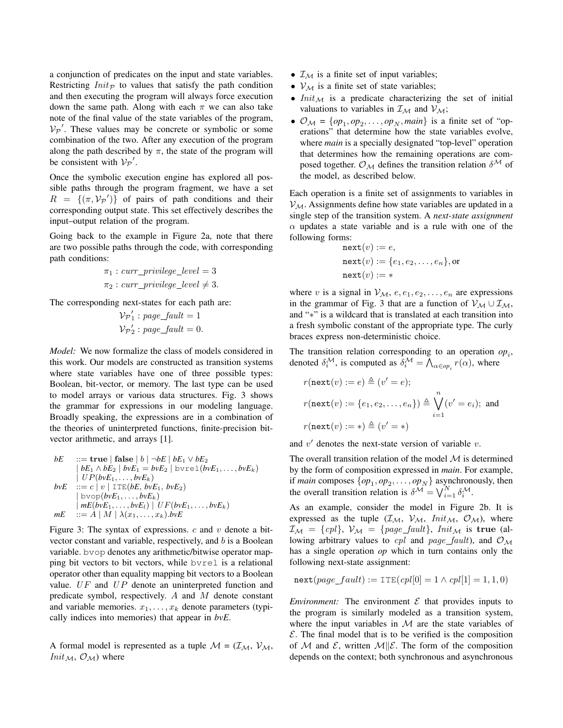a conjunction of predicates on the input and state variables. Restricting $Init_{\mathcal{P}}$ to values that satisfy the path condition and then executing the program will always force execution down the same path. Along with each $\pi$ we can also take note of the final value of the state variables of the program, $\mathcal{V_P}'$. These values may be concrete or symbolic or some combination of the two. After any execution of the program along the path described by $\pi$, the state of the program will be consistent with $\mathcal{V_P}'$.

Once the symbolic execution engine has explored all possible paths through the program fragment, we have a set $R = \{(\pi, \mathcal{V_P}')\}$ of pairs of path conditions and their corresponding output state. This set effectively describes the input–output relation of the program.

Going back to the example in Figure 2a, note that there are two possible paths through the code, with corresponding path conditions:

$$\pi_1 : \mathit{curr\_privilege\_level} = 3$$
$$\pi_2 : \mathit{curr\_privilege\_level} \neq 3.$$

The corresponding next-states for each path are:

$$\mathcal{V_P}'_1 : \mathit{page\_fault} = 1$$
$$\mathcal{V_P}'_2 : \mathit{page\_fault} = 0.$$

*Model:* We now formalize the class of models considered in this work. Our models are constructed as transition systems where state variables have one of three possible types: Boolean, bit-vector, or memory. The last type can be used to model arrays or various data structures. Fig. 3 shows the grammar for expressions in our modeling language. Broadly speaking, the expressions are in a combination of the theories of uninterpreted functions, finite-precision bit-vector arithmetic, and arrays [1].

$$
\begin{aligned}
\mathit{bE} \quad &::= \mathbf{true} \mid \mathbf{false} \mid b \mid \neg \mathit{bE} \mid \mathit{bE}_1 \vee \mathit{bE}_2 \\
&\mid \mathit{bE}_1 \wedge \mathit{bE}_2 \mid \mathit{bvE}_1 = \mathit{bvE}_2 \mid \texttt{bvrel}(\mathit{bvE}_1, \ldots, \mathit{bvE}_k) \\
&\mid UP(\mathit{bvE}_1, \ldots, \mathit{bvE}_k) \\
\mathit{bvE} \quad &::= c \mid v \mid \texttt{ITE}(\mathit{bE}, \mathit{bvE}_1, \mathit{bvE}_2) \\
&\mid \texttt{bvop}(\mathit{bvE}_1, \ldots, \mathit{bvE}_k) \\
&\mid \mathit{mE}(\mathit{bvE}_1, \ldots, \mathit{bvE}_l) \mid UF(\mathit{bvE}_1, \ldots, \mathit{bvE}_k) \\
\mathit{mE} \quad &::= A \mid M \mid \lambda(x_1, \ldots, x_k).\mathit{bvE}
\end{aligned}
$$

Figure 3: The syntax of expressions. $c$ and $v$ denote a bit-vector constant and variable, respectively, and $b$ is a Boolean variable. bvop denotes any arithmetic/bitwise operator mapping bit vectors to bit vectors, while bvrel is a relational operator other than equality mapping bit vectors to a Boolean value. $UF$ and $UP$ denote an uninterpreted function and predicate symbol, respectively. $A$ and $M$ denote constant and variable memories. $x_1, \ldots, x_k$ denote parameters (typically indices into memories) that appear in *bvE*.

A formal model is represented as a tuple $\mathcal{M} = (\mathcal{I_M}, \mathcal{V_M}, \mathit{Init}_{\mathcal{M}}, \mathcal{O_M})$ where

- $\mathcal{I_M}$ is a finite set of input variables;
- $\mathcal{V_M}$ is a finite set of state variables;
- $\mathit{Init}_{\mathcal{M}}$ is a predicate characterizing the set of initial valuations to variables in $\mathcal{I_M}$ and $\mathcal{V_M}$;
- $\mathcal{O_M} = \{op_1, op_2, \ldots, op_N, \mathit{main}\}$ is a finite set of "operations" that determine how the state variables evolve, where *main* is a specially designated "top-level" operation that determines how the remaining operations are composed together. $\mathcal{O_M}$ defines the transition relation $\delta^{\mathcal{M}}$ of the model, as described below.

Each operation is a finite set of assignments to variables in $\mathcal{V_M}$. Assignments define how state variables are updated in a single step of the transition system. A *next-state assignment* $\alpha$ updates a state variable and is a rule with one of the following forms:

$$
\begin{aligned}
&\texttt{next}(v) := e, \\
&\texttt{next}(v) := \{e_1, e_2, \ldots, e_n\}, \text{or} \\
&\texttt{next}(v) := *
\end{aligned}
$$

where $v$ is a signal in $\mathcal{V_M}$, $e, e_1, e_2, \ldots, e_n$ are expressions in the grammar of Fig. 3 that are a function of $\mathcal{V_M} \cup \mathcal{I_M}$, and "$*$" is a wildcard that is translated at each transition into a fresh symbolic constant of the appropriate type. The curly braces express non-deterministic choice.

The transition relation corresponding to an operation $op_i$, denoted $\delta_i^{\mathcal{M}}$, is computed as $\delta_i^{\mathcal{M}} = \bigwedge_{\alpha \in op_i} r(\alpha)$, where

$$
\begin{aligned}
&r(\texttt{next}(v) := e) \triangleq (v' = e); \\
&r(\texttt{next}(v) := \{e_1, e_2, \ldots, e_n\}) \triangleq \bigvee_{i=1}^{n} (v' = e_i); \text{ and} \\
&r(\texttt{next}(v) := *) \triangleq (v' = *)
\end{aligned}
$$

and $v'$ denotes the next-state version of variable $v$.

The overall transition relation of the model $\mathcal{M}$ is determined by the form of composition expressed in *main*. For example, if *main* composes $\{op_1, op_2, \ldots, op_N\}$ asynchronously, then the overall transition relation is $\delta^{\mathcal{M}} = \bigvee_{i=1}^{N} \delta_i^{\mathcal{M}}$.

As an example, consider the model in Figure 2b. It is expressed as the tuple $(\mathcal{I_M}, \mathcal{V_M}, \mathit{Init}_{\mathcal{M}}, \mathcal{O_M})$, where $\mathcal{I_M} = \{\mathit{cpl}\}$, $\mathcal{V_M} = \{\mathit{page\_fault}\}$, $\mathit{Init}_{\mathcal{M}}$ is $\mathbf{true}$ (allowing arbitrary values to $\mathit{cpl}$ and $\mathit{page\_fault}$), and $\mathcal{O_M}$ has a single operation *op* which in turn contains only the following next-state assignment:

$$\texttt{next}(\mathit{page\_fault}) := \texttt{ITE}(\mathit{cpl}[0] = 1 \wedge \mathit{cpl}[1] = 1, 1, 0)$$

*Environment:* The environment $\mathcal{E}$ that provides inputs to the program is similarly modeled as a transition system, where the input variables in $\mathcal{M}$ are the state variables of $\mathcal{E}$. The final model that is to be verified is the composition of $\mathcal{M}$ and $\mathcal{E}$, written $\mathcal{M} \| \mathcal{E}$. The form of the composition depends on the context; both synchronous and asynchronous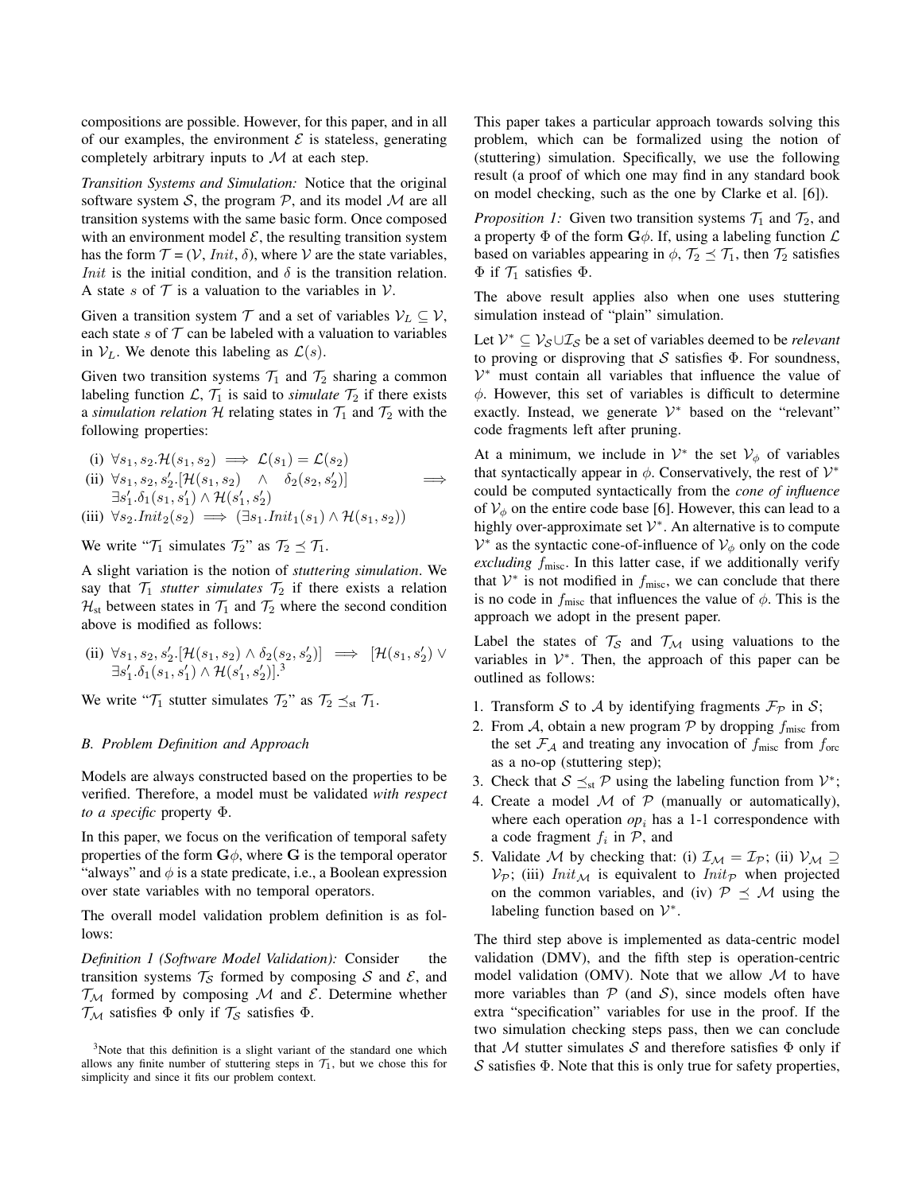compositions are possible. However, for this paper, and in all of our examples, the environment $\mathcal{E}$ is stateless, generating completely arbitrary inputs to $\mathcal{M}$ at each step.

*Transition Systems and Simulation:* Notice that the original software system $\mathcal{S}$, the program $\mathcal{P}$, and its model $\mathcal{M}$ are all transition systems with the same basic form. Once composed with an environment model $\mathcal{E}$, the resulting transition system has the form $\mathcal{T} = (\mathcal{V}, \mathit{Init}, \delta)$, where $\mathcal{V}$ are the state variables, $\mathit{Init}$ is the initial condition, and $\delta$ is the transition relation. A state $s$ of $\mathcal{T}$ is a valuation to the variables in $\mathcal{V}$.

Given a transition system $\mathcal{T}$ and a set of variables $\mathcal{V}_L \subseteq \mathcal{V}$, each state $s$ of $\mathcal{T}$ can be labeled with a valuation to variables in $\mathcal{V}_L$. We denote this labeling as $\mathcal{L}(s)$.

Given two transition systems $\mathcal{T}_1$ and $\mathcal{T}_2$ sharing a common labeling function $\mathcal{L}$, $\mathcal{T}_1$ is said to *simulate* $\mathcal{T}_2$ if there exists a *simulation relation* $\mathcal{H}$ relating states in $\mathcal{T}_1$ and $\mathcal{T}_2$ with the following properties:

(i) $\forall s_1, s_2. \mathcal{H}(s_1, s_2) \implies \mathcal{L}(s_1) = \mathcal{L}(s_2)$
(ii) $\forall s_1, s_2, s_2'. [\mathcal{H}(s_1, s_2) \wedge \delta_2(s_2, s_2')] \implies \exists s_1'. \delta_1(s_1, s_1') \wedge \mathcal{H}(s_1', s_2')$
(iii) $\forall s_2. \mathit{Init}_2(s_2) \implies (\exists s_1. \mathit{Init}_1(s_1) \wedge \mathcal{H}(s_1, s_2))$

We write "$\mathcal{T}_1$ simulates $\mathcal{T}_2$" as $\mathcal{T}_2 \preceq \mathcal{T}_1$.

A slight variation is the notion of *stuttering simulation*. We say that $\mathcal{T}_1$ *stutter simulates* $\mathcal{T}_2$ if there exists a relation $\mathcal{H}_{\text{st}}$ between states in $\mathcal{T}_1$ and $\mathcal{T}_2$ where the second condition above is modified as follows:

(ii) $\forall s_1, s_2, s_2'. [\mathcal{H}(s_1, s_2) \wedge \delta_2(s_2, s_2')] \implies [\mathcal{H}(s_1, s_2') \vee \exists s_1'. \delta_1(s_1, s_1') \wedge \mathcal{H}(s_1', s_2')]$.[3]

We write "$\mathcal{T}_1$ stutter simulates $\mathcal{T}_2$" as $\mathcal{T}_2 \preceq_{\text{st}} \mathcal{T}_1$.

### B. Problem Definition and Approach

Models are always constructed based on the properties to be verified. Therefore, a model must be validated *with respect to a specific* property $\Phi$.

In this paper, we focus on the verification of temporal safety properties of the form $\mathbf{G}\phi$, where $\mathbf{G}$ is the temporal operator "always" and $\phi$ is a state predicate, i.e., a Boolean expression over state variables with no temporal operators.

The overall model validation problem definition is as follows:

*Definition 1 (Software Model Validation):* Consider the transition systems $\mathcal{T}_\mathcal{S}$ formed by composing $\mathcal{S}$ and $\mathcal{E}$, and $\mathcal{T}_\mathcal{M}$ formed by composing $\mathcal{M}$ and $\mathcal{E}$. Determine whether $\mathcal{T}_\mathcal{M}$ satisfies $\Phi$ only if $\mathcal{T}_\mathcal{S}$ satisfies $\Phi$.

This paper takes a particular approach towards solving this problem, which can be formalized using the notion of (stuttering) simulation. Specifically, we use the following result (a proof of which one may find in any standard book on model checking, such as the one by Clarke et al. [6]).

*Proposition 1:* Given two transition systems $\mathcal{T}_1$ and $\mathcal{T}_2$, and a property $\Phi$ of the form $\mathbf{G}\phi$. If, using a labeling function $\mathcal{L}$ based on variables appearing in $\phi$, $\mathcal{T}_2 \preceq \mathcal{T}_1$, then $\mathcal{T}_2$ satisfies $\Phi$ if $\mathcal{T}_1$ satisfies $\Phi$.

The above result applies also when one uses stuttering simulation instead of "plain" simulation.

Let $\mathcal{V}^* \subseteq \mathcal{V}_\mathcal{S} \cup \mathcal{I}_\mathcal{S}$ be a set of variables deemed to be *relevant* to proving or disproving that $\mathcal{S}$ satisfies $\Phi$. For soundness, $\mathcal{V}^*$ must contain all variables that influence the value of $\phi$. However, this set of variables is difficult to determine exactly. Instead, we generate $\mathcal{V}^*$ based on the "relevant" code fragments left after pruning.

At a minimum, we include in $\mathcal{V}^*$ the set $\mathcal{V}_\phi$ of variables that syntactically appear in $\phi$. Conservatively, the rest of $\mathcal{V}^*$ could be computed syntactically from the *cone of influence* of $\mathcal{V}_\phi$ on the entire code base [6]. However, this can lead to a highly over-approximate set $\mathcal{V}^*$. An alternative is to compute $\mathcal{V}^*$ as the syntactic cone-of-influence of $\mathcal{V}_\phi$ only on the code *excluding* $f_{\text{misc}}$. In this latter case, if we additionally verify that $\mathcal{V}^*$ is not modified in $f_{\text{misc}}$, we can conclude that there is no code in $f_{\text{misc}}$ that influences the value of $\phi$. This is the approach we adopt in the present paper.

Label the states of $\mathcal{T}_\mathcal{S}$ and $\mathcal{T}_\mathcal{M}$ using valuations to the variables in $\mathcal{V}^*$. Then, the approach of this paper can be outlined as follows:

1. Transform $\mathcal{S}$ to $\mathcal{A}$ by identifying fragments $\mathcal{F}_\mathcal{P}$ in $\mathcal{S}$;
2. From $\mathcal{A}$, obtain a new program $\mathcal{P}$ by dropping $f_{\text{misc}}$ from the set $\mathcal{F}_\mathcal{A}$ and treating any invocation of $f_{\text{misc}}$ from $f_{\text{orc}}$ as a no-op (stuttering step);
3. Check that $\mathcal{S} \preceq_{\text{st}} \mathcal{P}$ using the labeling function from $\mathcal{V}^*$;
4. Create a model $\mathcal{M}$ of $\mathcal{P}$ (manually or automatically), where each operation $op_i$ has a 1-1 correspondence with a code fragment $f_i$ in $\mathcal{P}$, and
5. Validate $\mathcal{M}$ by checking that: (i) $\mathcal{I}_\mathcal{M} = \mathcal{I}_\mathcal{P}$; (ii) $\mathcal{V}_\mathcal{M} \supseteq \mathcal{V}_\mathcal{P}$; (iii) $\mathit{Init}_\mathcal{M}$ is equivalent to $\mathit{Init}_\mathcal{P}$ when projected on the common variables, and (iv) $\mathcal{P} \preceq \mathcal{M}$ using the labeling function based on $\mathcal{V}^*$.

The third step above is implemented as data-centric model validation (DMV), and the fifth step is operation-centric model validation (OMV). Note that we allow $\mathcal{M}$ to have more variables than $\mathcal{P}$ (and $\mathcal{S}$), since models often have extra "specification" variables for use in the proof. If the two simulation checking steps pass, then we can conclude that $\mathcal{M}$ stutter simulates $\mathcal{S}$ and therefore satisfies $\Phi$ only if $\mathcal{S}$ satisfies $\Phi$. Note that this is only true for safety properties,

[3] Note that this definition is a slight variant of the standard one which allows any finite number of stuttering steps in $\mathcal{T}_1$, but we chose this for simplicity and since it fits our problem context.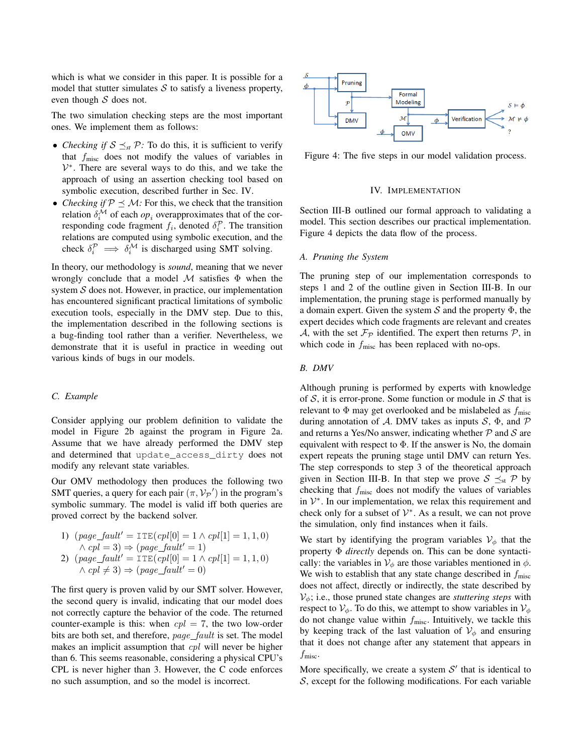which is what we consider in this paper. It is possible for a model that stutter simulates $\mathcal{S}$ to satisfy a liveness property, even though $\mathcal{S}$ does not.

The two simulation checking steps are the most important ones. We implement them as follows:

- *Checking if* $\mathcal{S} \preceq_{st} \mathcal{P}$*:* To do this, it is sufficient to verify that $f_{\text{misc}}$ does not modify the values of variables in $\mathcal{V}^*$. There are several ways to do this, and we take the approach of using an assertion checking tool based on symbolic execution, described further in Sec. IV.
- *Checking if* $\mathcal{P} \preceq \mathcal{M}$*:* For this, we check that the transition relation $\delta_i^{\mathcal{M}}$ of each $op_i$ overapproximates that of the corresponding code fragment $f_i$, denoted $\delta_i^{\mathcal{P}}$. The transition relations are computed using symbolic execution, and the check $\delta_i^{\mathcal{P}} \implies \delta_i^{\mathcal{M}}$ is discharged using SMT solving.

In theory, our methodology is *sound*, meaning that we never wrongly conclude that a model $\mathcal{M}$ satisfies $\Phi$ when the system $\mathcal{S}$ does not. However, in practice, our implementation has encountered significant practical limitations of symbolic execution tools, especially in the DMV step. Due to this, the implementation described in the following sections is a bug-finding tool rather than a verifier. Nevertheless, we demonstrate that it is useful in practice in weeding out various kinds of bugs in our models.

### C. Example

Consider applying our problem definition to validate the model in Figure 2b against the program in Figure 2a. Assume that we have already performed the DMV step and determined that `update_access_dirty` does not modify any relevant state variables.

Our OMV methodology then produces the following two SMT queries, a query for each pair $(\pi, \mathcal{V}_{\mathcal{P}}{}')$ in the program's symbolic summary. The model is valid iff both queries are proved correct by the backend solver.

1) $(page\_fault' = \texttt{ITE}(cpl[0] = 1 \wedge cpl[1] = 1, 1, 0) \wedge cpl = 3) \Rightarrow (page\_fault' = 1)$
2) $(page\_fault' = \texttt{ITE}(cpl[0] = 1 \wedge cpl[1] = 1, 1, 0) \wedge cpl \neq 3) \Rightarrow (page\_fault' = 0)$

The first query is proven valid by our SMT solver. However, the second query is invalid, indicating that our model does not correctly capture the behavior of the code. The returned counter-example is this: when $cpl = 7$, the two low-order bits are both set, and therefore, *page_fault* is set. The model makes an implicit assumption that *cpl* will never be higher than 6. This seems reasonable, considering a physical CPU's CPL is never higher than 3. However, the C code enforces no such assumption, and so the model is incorrect.

Figure 4: The five steps in our model validation process.

## IV. Implementation

Section III-B outlined our formal approach to validating a model. This section describes our practical implementation. Figure 4 depicts the data flow of the process.

### A. Pruning the System

The pruning step of our implementation corresponds to steps 1 and 2 of the outline given in Section III-B. In our implementation, the pruning stage is performed manually by a domain expert. Given the system $\mathcal{S}$ and the property $\Phi$, the expert decides which code fragments are relevant and creates $\mathcal{A}$, with the set $\mathcal{F}_{\mathcal{P}}$ identified. The expert then returns $\mathcal{P}$, in which code in $f_{\text{misc}}$ has been replaced with no-ops.

### B. DMV

Although pruning is performed by experts with knowledge of $\mathcal{S}$, it is error-prone. Some function or module in $\mathcal{S}$ that is relevant to $\Phi$ may get overlooked and be mislabeled as $f_{\text{misc}}$ during annotation of $\mathcal{A}$. DMV takes as inputs $\mathcal{S}$, $\Phi$, and $\mathcal{P}$ and returns a Yes/No answer, indicating whether $\mathcal{P}$ and $\mathcal{S}$ are equivalent with respect to $\Phi$. If the answer is No, the domain expert repeats the pruning stage until DMV can return Yes. The step corresponds to step 3 of the theoretical approach given in Section III-B. In that step we prove $\mathcal{S} \preceq_{\text{st}} \mathcal{P}$ by checking that $f_{\text{misc}}$ does not modify the values of variables in $\mathcal{V}^*$. In our implementation, we relax this requirement and check only for a subset of $\mathcal{V}^*$. As a result, we can not prove the simulation, only find instances when it fails.

We start by identifying the program variables $\mathcal{V}_\phi$ that the property $\Phi$ *directly* depends on. This can be done syntactically: the variables in $\mathcal{V}_\phi$ are those mentioned in $\phi$. We wish to establish that any state change described in $f_{\text{misc}}$ does not affect, directly or indirectly, the state described by $\mathcal{V}_\phi$; i.e., those pruned state changes are *stuttering steps* with respect to $\mathcal{V}_\phi$. To do this, we attempt to show variables in $\mathcal{V}_\phi$ do not change value within $f_{\text{misc}}$. Intuitively, we tackle this by keeping track of the last valuation of $\mathcal{V}_\phi$ and ensuring that it does not change after any statement that appears in $f_{\text{misc}}$.

More specifically, we create a system $\mathcal{S}'$ that is identical to $\mathcal{S}$, except for the following modifications. For each variable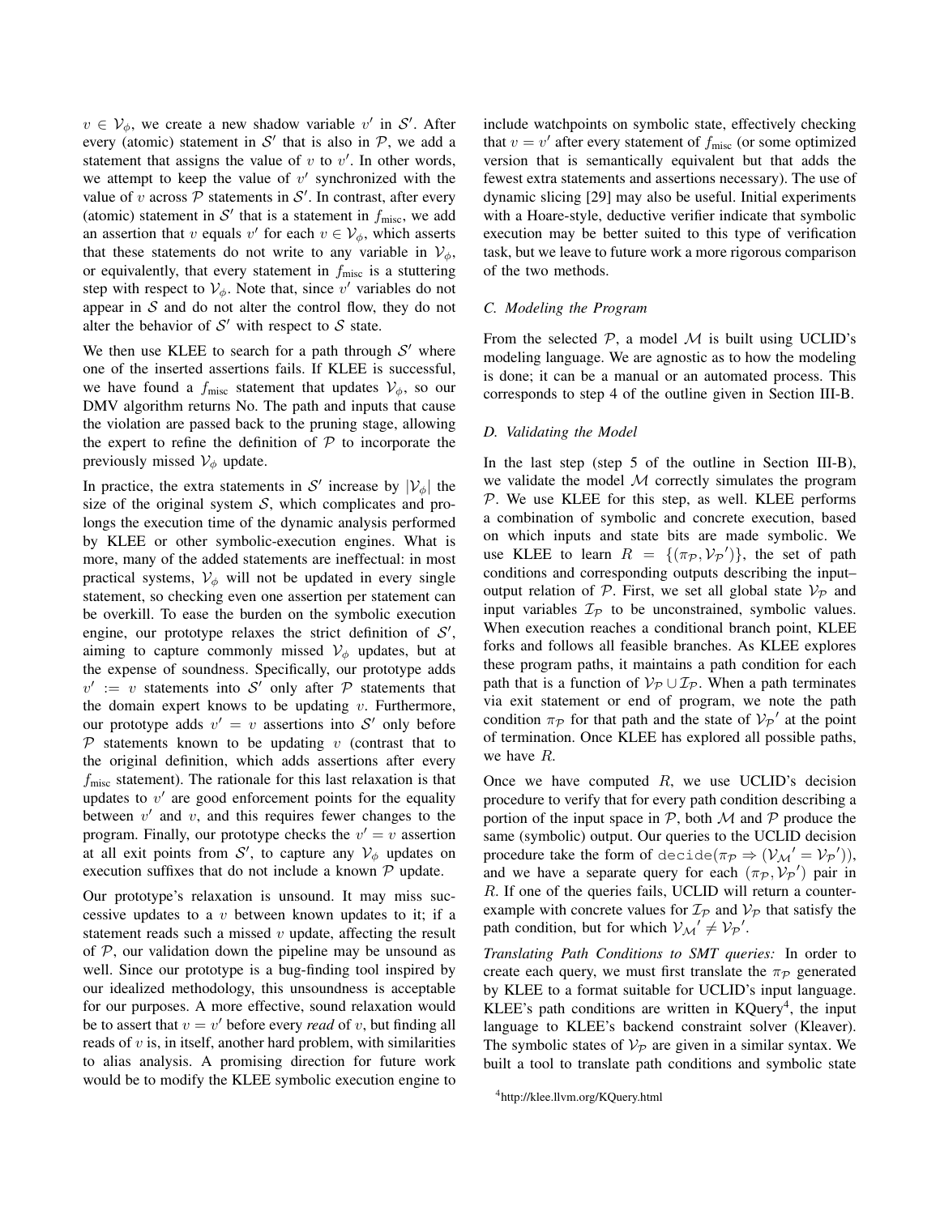$v \in \mathcal{V}_\phi$, we create a new shadow variable $v'$ in $\mathcal{S}'$. After every (atomic) statement in $\mathcal{S}'$ that is also in $\mathcal{P}$, we add a statement that assigns the value of $v$ to $v'$. In other words, we attempt to keep the value of $v'$ synchronized with the value of $v$ across $\mathcal{P}$ statements in $\mathcal{S}'$. In contrast, after every (atomic) statement in $\mathcal{S}'$ that is a statement in $f_{\text{misc}}$, we add an assertion that $v$ equals $v'$ for each $v \in \mathcal{V}_\phi$, which asserts that these statements do not write to any variable in $\mathcal{V}_\phi$, or equivalently, that every statement in $f_{\text{misc}}$ is a stuttering step with respect to $\mathcal{V}_\phi$. Note that, since $v'$ variables do not appear in $\mathcal{S}$ and do not alter the control flow, they do not alter the behavior of $\mathcal{S}'$ with respect to $\mathcal{S}$ state.

We then use KLEE to search for a path through $\mathcal{S}'$ where one of the inserted assertions fails. If KLEE is successful, we have found a $f_{\text{misc}}$ statement that updates $\mathcal{V}_\phi$, so our DMV algorithm returns No. The path and inputs that cause the violation are passed back to the pruning stage, allowing the expert to refine the definition of $\mathcal{P}$ to incorporate the previously missed $\mathcal{V}_\phi$ update.

In practice, the extra statements in $\mathcal{S}'$ increase by $|\mathcal{V}_\phi|$ the size of the original system $\mathcal{S}$, which complicates and prolongs the execution time of the dynamic analysis performed by KLEE or other symbolic-execution engines. What is more, many of the added statements are ineffectual: in most practical systems, $\mathcal{V}_\phi$ will not be updated in every single statement, so checking even one assertion per statement can be overkill. To ease the burden on the symbolic execution engine, our prototype relaxes the strict definition of $\mathcal{S}'$, aiming to capture commonly missed $\mathcal{V}_\phi$ updates, but at the expense of soundness. Specifically, our prototype adds $v' := v$ statements into $\mathcal{S}'$ only after $\mathcal{P}$ statements that the domain expert knows to be updating $v$. Furthermore, our prototype adds $v' = v$ assertions into $\mathcal{S}'$ only before $\mathcal{P}$ statements known to be updating $v$ (contrast that to the original definition, which adds assertions after every $f_{\text{misc}}$ statement). The rationale for this last relaxation is that updates to $v'$ are good enforcement points for the equality between $v'$ and $v$, and this requires fewer changes to the program. Finally, our prototype checks the $v' = v$ assertion at all exit points from $\mathcal{S}'$, to capture any $\mathcal{V}_\phi$ updates on execution suffixes that do not include a known $\mathcal{P}$ update.

Our prototype's relaxation is unsound. It may miss successive updates to a $v$ between known updates to it; if a statement reads such a missed $v$ update, affecting the result of $\mathcal{P}$, our validation down the pipeline may be unsound as well. Since our prototype is a bug-finding tool inspired by our idealized methodology, this unsoundness is acceptable for our purposes. A more effective, sound relaxation would be to assert that $v = v'$ before every *read* of $v$, but finding all reads of $v$ is, in itself, another hard problem, with similarities to alias analysis. A promising direction for future work would be to modify the KLEE symbolic execution engine to include watchpoints on symbolic state, effectively checking that $v = v'$ after every statement of $f_{\text{misc}}$ (or some optimized version that is semantically equivalent but that adds the fewest extra statements and assertions necessary). The use of dynamic slicing [29] may also be useful. Initial experiments with a Hoare-style, deductive verifier indicate that symbolic execution may be better suited to this type of verification task, but we leave to future work a more rigorous comparison of the two methods.

### *C. Modeling the Program*

From the selected $\mathcal{P}$, a model $\mathcal{M}$ is built using UCLID's modeling language. We are agnostic as to how the modeling is done; it can be a manual or an automated process. This corresponds to step 4 of the outline given in Section III-B.

### *D. Validating the Model*

In the last step (step 5 of the outline in Section III-B), we validate the model $\mathcal{M}$ correctly simulates the program $\mathcal{P}$. We use KLEE for this step, as well. KLEE performs a combination of symbolic and concrete execution, based on which inputs and state bits are made symbolic. We use KLEE to learn $R = \{(\pi_\mathcal{P}, {\mathcal{V}_\mathcal{P}}')\}$, the set of path conditions and corresponding outputs describing the input–output relation of $\mathcal{P}$. First, we set all global state $\mathcal{V}_\mathcal{P}$ and input variables $\mathcal{I}_\mathcal{P}$ to be unconstrained, symbolic values. When execution reaches a conditional branch point, KLEE forks and follows all feasible branches. As KLEE explores these program paths, it maintains a path condition for each path that is a function of $\mathcal{V}_\mathcal{P} \cup \mathcal{I}_\mathcal{P}$. When a path terminates via exit statement or end of program, we note the path condition $\pi_\mathcal{P}$ for that path and the state of ${\mathcal{V}_\mathcal{P}}'$ at the point of termination. Once KLEE has explored all possible paths, we have $R$.

Once we have computed $R$, we use UCLID's decision procedure to verify that for every path condition describing a portion of the input space in $\mathcal{P}$, both $\mathcal{M}$ and $\mathcal{P}$ produce the same (symbolic) output. Our queries to the UCLID decision procedure take the form of $\texttt{decide}(\pi_\mathcal{P} \Rightarrow ({\mathcal{V}_\mathcal{M}}' = {\mathcal{V}_\mathcal{P}}'))$, and we have a separate query for each $(\pi_\mathcal{P}, {\mathcal{V}_\mathcal{P}}')$ pair in $R$. If one of the queries fails, UCLID will return a counterexample with concrete values for $\mathcal{I}_\mathcal{P}$ and $\mathcal{V}_\mathcal{P}$ that satisfy the path condition, but for which ${\mathcal{V}_\mathcal{M}}' \neq {\mathcal{V}_\mathcal{P}}'$.

*Translating Path Conditions to SMT queries:* In order to create each query, we must first translate the $\pi_\mathcal{P}$ generated by KLEE to a format suitable for UCLID's input language. KLEE's path conditions are written in KQuery[4], the input language to KLEE's backend constraint solver (Kleaver). The symbolic states of $\mathcal{V}_\mathcal{P}$ are given in a similar syntax. We built a tool to translate path conditions and symbolic state

[4] http://klee.llvm.org/KQuery.html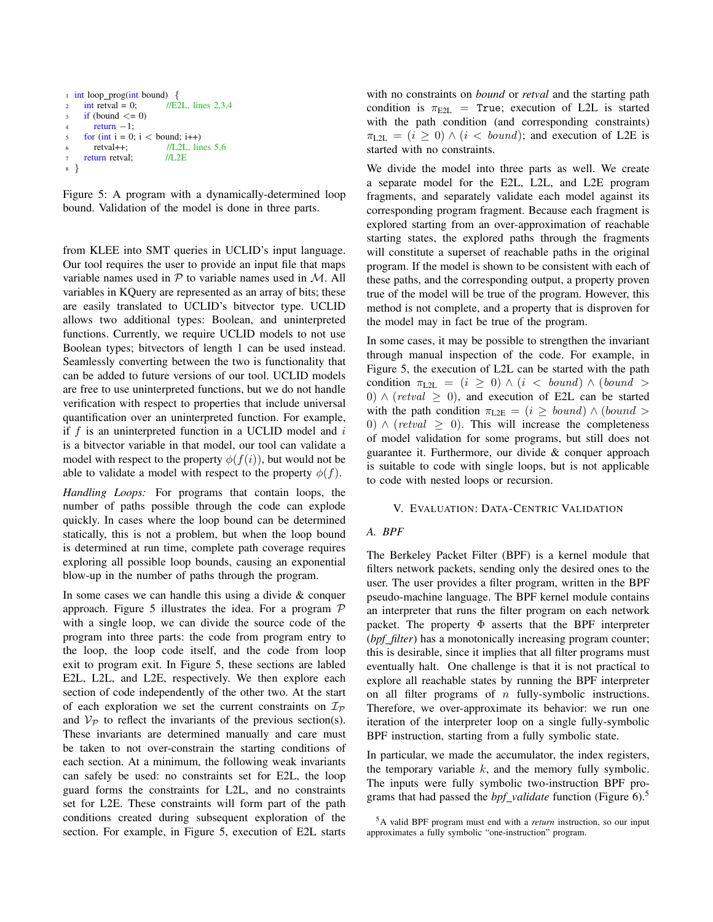```
1 int loop_prog(int bound)  {
2     int retval = 0;           //E2L, lines 2,3,4
3     if (bound <= 0)
4         return −1;
5     for (int i = 0; i < bound; i++)
6         retval++;             //L2L, lines 5,6
7     return retval;            //L2E
8 }
```

Figure 5: A program with a dynamically-determined loop bound. Validation of the model is done in three parts.

from KLEE into SMT queries in UCLID's input language. Our tool requires the user to provide an input file that maps variable names used in $\mathcal{P}$ to variable names used in $\mathcal{M}$. All variables in KQuery are represented as an array of bits; these are easily translated to UCLID's bitvector type. UCLID allows two additional types: Boolean, and uninterpreted functions. Currently, we require UCLID models to not use Boolean types; bitvectors of length 1 can be used instead. Seamlessly converting between the two is functionality that can be added to future versions of our tool. UCLID models are free to use uninterpreted functions, but we do not handle verification with respect to properties that include universal quantification over an uninterpreted function. For example, if $f$ is an uninterpreted function in a UCLID model and $i$ is a bitvector variable in that model, our tool can validate a model with respect to the property $\phi(f(i))$, but would not be able to validate a model with respect to the property $\phi(f)$.

*Handling Loops:* For programs that contain loops, the number of paths possible through the code can explode quickly. In cases where the loop bound can be determined statically, this is not a problem, but when the loop bound is determined at run time, complete path coverage requires exploring all possible loop bounds, causing an exponential blow-up in the number of paths through the program.

In some cases we can handle this using a divide & conquer approach. Figure 5 illustrates the idea. For a program $\mathcal{P}$ with a single loop, we can divide the source code of the program into three parts: the code from program entry to the loop, the loop code itself, and the code from loop exit to program exit. In Figure 5, these sections are labled E2L, L2L, and L2E, respectively. We then explore each section of code independently of the other two. At the start of each exploration we set the current constraints on $\mathcal{I}_{\mathcal{P}}$ and $\mathcal{V}_{\mathcal{P}}$ to reflect the invariants of the previous section(s). These invariants are determined manually and care must be taken to not over-constrain the starting conditions of each section. At a minimum, the following weak invariants can safely be used: no constraints set for E2L, the loop guard forms the constraints for L2L, and no constraints set for L2E. These constraints will form part of the path conditions created during subsequent exploration of the section. For example, in Figure 5, execution of E2L starts with no constraints on *bound* or *retval* and the starting path condition is $\pi_{\text{E2L}} = \texttt{True}$; execution of L2L is started with the path condition (and corresponding constraints) $\pi_{\text{L2L}} = (i \geq 0) \wedge (i < \mathit{bound})$; and execution of L2E is started with no constraints.

We divide the model into three parts as well. We create a separate model for the E2L, L2L, and L2E program fragments, and separately validate each model against its corresponding program fragment. Because each fragment is explored starting from an over-approximation of reachable starting states, the explored paths through the fragments will constitute a superset of reachable paths in the original program. If the model is shown to be consistent with each of these paths, and the corresponding output, a property proven true of the model will be true of the program. However, this method is not complete, and a property that is disproven for the model may in fact be true of the program.

In some cases, it may be possible to strengthen the invariant through manual inspection of the code. For example, in Figure 5, the execution of L2L can be started with the path condition $\pi_{\text{L2L}} = (i \geq 0) \wedge (i < \mathit{bound}) \wedge (\mathit{bound} > 0) \wedge (\mathit{retval} \geq 0)$, and execution of E2L can be started with the path condition $\pi_{\text{L2E}} = (i \geq \mathit{bound}) \wedge (\mathit{bound} > 0) \wedge (\mathit{retval} \geq 0)$. This will increase the completeness of model validation for some programs, but still does not guarantee it. Furthermore, our divide & conquer approach is suitable to code with single loops, but is not applicable to code with nested loops or recursion.

## V. Evaluation: Data-Centric Validation

### A. BPF

The Berkeley Packet Filter (BPF) is a kernel module that filters network packets, sending only the desired ones to the user. The user provides a filter program, written in the BPF pseudo-machine language. The BPF kernel module contains an interpreter that runs the filter program on each network packet. The property $\Phi$ asserts that the BPF interpreter (*bpf_filter*) has a monotonically increasing program counter; this is desirable, since it implies that all filter programs must eventually halt. One challenge is that it is not practical to explore all reachable states by running the BPF interpreter on all filter programs of $n$ fully-symbolic instructions. Therefore, we over-approximate its behavior: we run one iteration of the interpreter loop on a single fully-symbolic BPF instruction, starting from a fully symbolic state.

In particular, we made the accumulator, the index registers, the temporary variable $k$, and the memory fully symbolic. The inputs were fully symbolic two-instruction BPF programs that had passed the *bpf_validate* function (Figure 6).[5]

[5] A valid BPF program must end with a *return* instruction, so our input approximates a fully symbolic "one-instruction" program.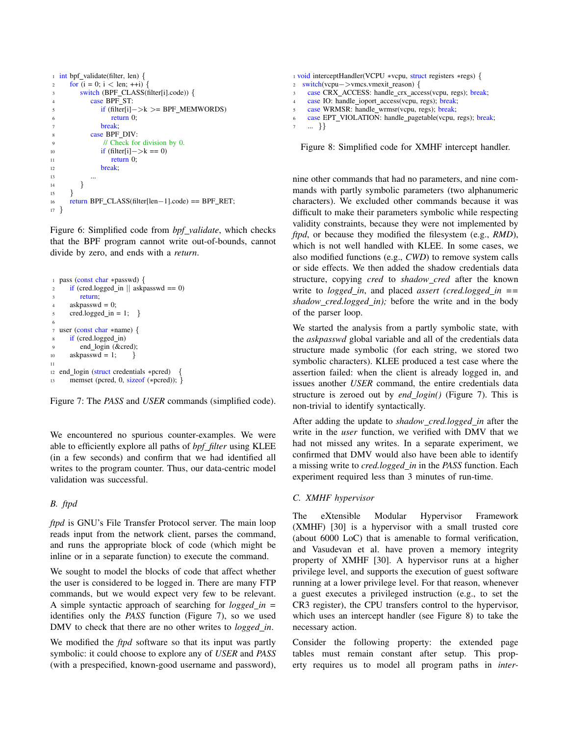```
int bpf_validate(filter, len) {
    for (i = 0; i < len; ++i) {
        switch (BPF_CLASS(filter[i].code)) {
            case BPF_ST:
                if (filter[i]−>k >= BPF_MEMWORDS)
                    return 0;
                break;
            case BPF_DIV:
                // Check for division by 0.
                if (filter[i]−>k == 0)
                    return 0;
                break;
            ...
        }
    }
    return BPF_CLASS(filter[len−1].code) == BPF_RET;
}
```

Figure 6: Simplified code from *bpf_validate*, which checks that the BPF program cannot write out-of-bounds, cannot divide by zero, and ends with a *return*.

```
pass (const char *passwd) {
    if (cred.logged_in || askpasswd == 0)
        return;
    askpasswd = 0;
    cred.logged_in = 1;   }

user (const char *name) {
    if (cred.logged_in)
        end_login (&cred);
    askpasswd = 1;       }

end_login (struct credentials *pcred)   {
    memset (pcred, 0, sizeof (*pcred)); }
```

Figure 7: The *PASS* and *USER* commands (simplified code).

We encountered no spurious counter-examples. We were able to efficiently explore all paths of *bpf_filter* using KLEE (in a few seconds) and confirm that we had identified all writes to the program counter. Thus, our data-centric model validation was successful.

### B. ftpd

*ftpd* is GNU's File Transfer Protocol server. The main loop reads input from the network client, parses the command, and runs the appropriate block of code (which might be inline or in a separate function) to execute the command.

We sought to model the blocks of code that affect whether the user is considered to be logged in. There are many FTP commands, but we would expect very few to be relevant. A simple syntactic approach of searching for *logged_in =* identifies only the *PASS* function (Figure 7), so we used DMV to check that there are no other writes to *logged_in*.

We modified the *ftpd* software so that its input was partly symbolic: it could choose to explore any of *USER* and *PASS* (with a prespecified, known-good username and password), nine other commands that had no parameters, and nine commands with partly symbolic parameters (two alphanumeric characters). We excluded other commands because it was difficult to make their parameters symbolic while respecting validity constraints, because they were not implemented by *ftpd*, or because they modified the filesystem (e.g., *RMD*), which is not well handled with KLEE. In some cases, we also modified functions (e.g., *CWD*) to remove system calls or side effects. We then added the shadow credentials data structure, copying *cred* to *shadow_cred* after the known write to *logged_in*, and placed *assert (cred.logged_in == shadow_cred.logged_in);* before the write and in the body of the parser loop.

We started the analysis from a partly symbolic state, with the *askpasswd* global variable and all of the credentials data structure made symbolic (for each string, we stored two symbolic characters). KLEE produced a test case where the assertion failed: when the client is already logged in, and issues another *USER* command, the entire credentials data structure is zeroed out by *end_login()* (Figure 7). This is non-trivial to identify syntactically.

After adding the update to *shadow_cred.logged_in* after the write in the *user* function, we verified with DMV that we had not missed any writes. In a separate experiment, we confirmed that DMV would also have been able to identify a missing write to *cred.logged_in* in the *PASS* function. Each experiment required less than 3 minutes of run-time.

### C. XMHF hypervisor

The eXtensible Modular Hypervisor Framework (XMHF) [30] is a hypervisor with a small trusted core (about 6000 LoC) that is amenable to formal verification, and Vasudevan et al. have proven a memory integrity property of XMHF [30]. A hypervisor runs at a higher privilege level, and supports the execution of guest software running at a lower privilege level. For that reason, whenever a guest executes a privileged instruction (e.g., to set the CR3 register), the CPU transfers control to the hypervisor, which uses an intercept handler (see Figure 8) to take the necessary action.

```
void interceptHandler(VCPU *vcpu, struct registers *regs) {
  switch(vcpu−>vmcs.vmexit_reason) {
    case CRX_ACCESS: handle_crx_access(vcpu, regs); break;
    case IO: handle_ioport_access(vcpu, regs); break;
    case WRMSR: handle_wrmsr(vcpu, regs); break;
    case EPT_VIOLATION: handle_pagetable(vcpu, regs); break;
    ...  }}
```

Figure 8: Simplified code for XMHF intercept handler.

Consider the following property: the extended page tables must remain constant after setup. This property requires us to model all program paths in *inter-*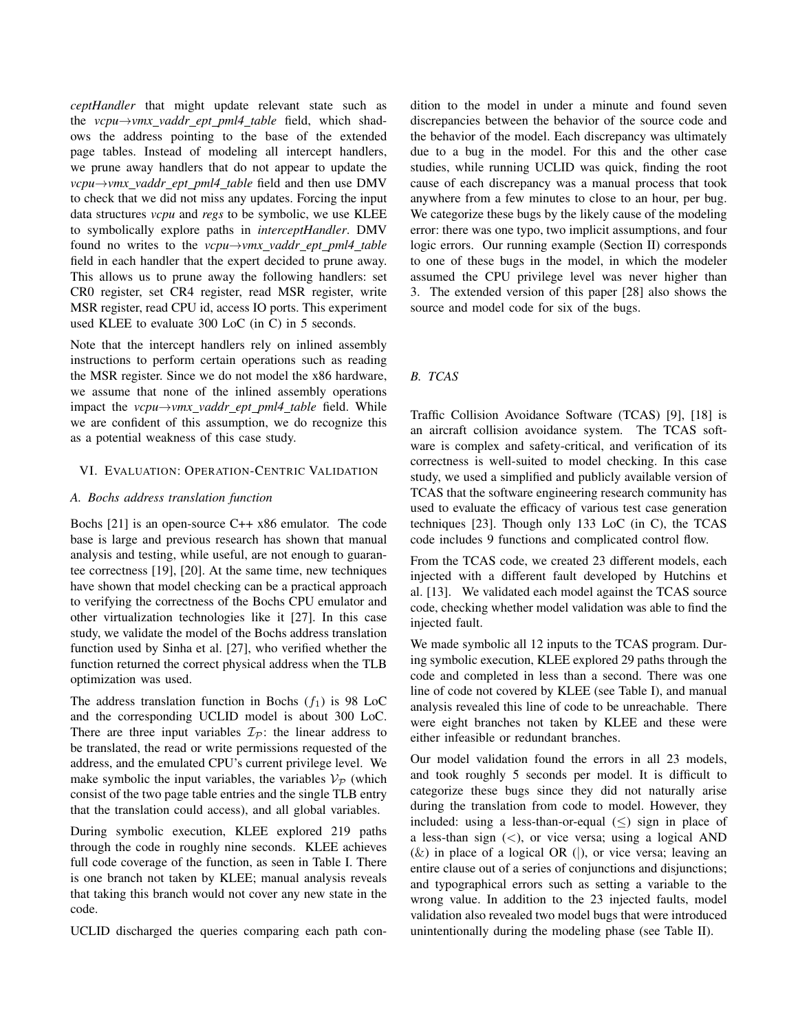*ceptHandler* that might update relevant state such as the *vcpu→vmx_vaddr_ept_pml4_table* field, which shadows the address pointing to the base of the extended page tables. Instead of modeling all intercept handlers, we prune away handlers that do not appear to update the *vcpu→vmx_vaddr_ept_pml4_table* field and then use DMV to check that we did not miss any updates. Forcing the input data structures *vcpu* and *regs* to be symbolic, we use KLEE to symbolically explore paths in *interceptHandler*. DMV found no writes to the *vcpu→vmx_vaddr_ept_pml4_table* field in each handler that the expert decided to prune away. This allows us to prune away the following handlers: set CR0 register, set CR4 register, read MSR register, write MSR register, read CPU id, access IO ports. This experiment used KLEE to evaluate 300 LoC (in C) in 5 seconds.

Note that the intercept handlers rely on inlined assembly instructions to perform certain operations such as reading the MSR register. Since we do not model the x86 hardware, we assume that none of the inlined assembly operations impact the *vcpu→vmx_vaddr_ept_pml4_table* field. While we are confident of this assumption, we do recognize this as a potential weakness of this case study.

## VI. Evaluation: Operation-Centric Validation

### A. Bochs address translation function

Bochs [21] is an open-source C++ x86 emulator. The code base is large and previous research has shown that manual analysis and testing, while useful, are not enough to guarantee correctness [19], [20]. At the same time, new techniques have shown that model checking can be a practical approach to verifying the correctness of the Bochs CPU emulator and other virtualization technologies like it [27]. In this case study, we validate the model of the Bochs address translation function used by Sinha et al. [27], who verified whether the function returned the correct physical address when the TLB optimization was used.

The address translation function in Bochs ($f_1$) is 98 LoC and the corresponding UCLID model is about 300 LoC. There are three input variables $\mathcal{I}_{\mathcal{P}}$: the linear address to be translated, the read or write permissions requested of the address, and the emulated CPU's current privilege level. We make symbolic the input variables, the variables $\mathcal{V}_{\mathcal{P}}$ (which consist of the two page table entries and the single TLB entry that the translation could access), and all global variables.

During symbolic execution, KLEE explored 219 paths through the code in roughly nine seconds. KLEE achieves full code coverage of the function, as seen in Table I. There is one branch not taken by KLEE; manual analysis reveals that taking this branch would not cover any new state in the code.

UCLID discharged the queries comparing each path condition to the model in under a minute and found seven discrepancies between the behavior of the source code and the behavior of the model. Each discrepancy was ultimately due to a bug in the model. For this and the other case studies, while running UCLID was quick, finding the root cause of each discrepancy was a manual process that took anywhere from a few minutes to close to an hour, per bug. We categorize these bugs by the likely cause of the modeling error: there was one typo, two implicit assumptions, and four logic errors. Our running example (Section II) corresponds to one of these bugs in the model, in which the modeler assumed the CPU privilege level was never higher than 3. The extended version of this paper [28] also shows the source and model code for six of the bugs.

### B. TCAS

Traffic Collision Avoidance Software (TCAS) [9], [18] is an aircraft collision avoidance system. The TCAS software is complex and safety-critical, and verification of its correctness is well-suited to model checking. In this case study, we used a simplified and publicly available version of TCAS that the software engineering research community has used to evaluate the efficacy of various test case generation techniques [23]. Though only 133 LoC (in C), the TCAS code includes 9 functions and complicated control flow.

From the TCAS code, we created 23 different models, each injected with a different fault developed by Hutchins et al. [13]. We validated each model against the TCAS source code, checking whether model validation was able to find the injected fault.

We made symbolic all 12 inputs to the TCAS program. During symbolic execution, KLEE explored 29 paths through the code and completed in less than a second. There was one line of code not covered by KLEE (see Table I), and manual analysis revealed this line of code to be unreachable. There were eight branches not taken by KLEE and these were either infeasible or redundant branches.

Our model validation found the errors in all 23 models, and took roughly 5 seconds per model. It is difficult to categorize these bugs since they did not naturally arise during the translation from code to model. However, they included: using a less-than-or-equal ($\leq$) sign in place of a less-than sign ($<$), or vice versa; using a logical AND (&) in place of a logical OR (|), or vice versa; leaving an entire clause out of a series of conjunctions and disjunctions; and typographical errors such as setting a variable to the wrong value. In addition to the 23 injected faults, model validation also revealed two model bugs that were introduced unintentionally during the modeling phase (see Table II).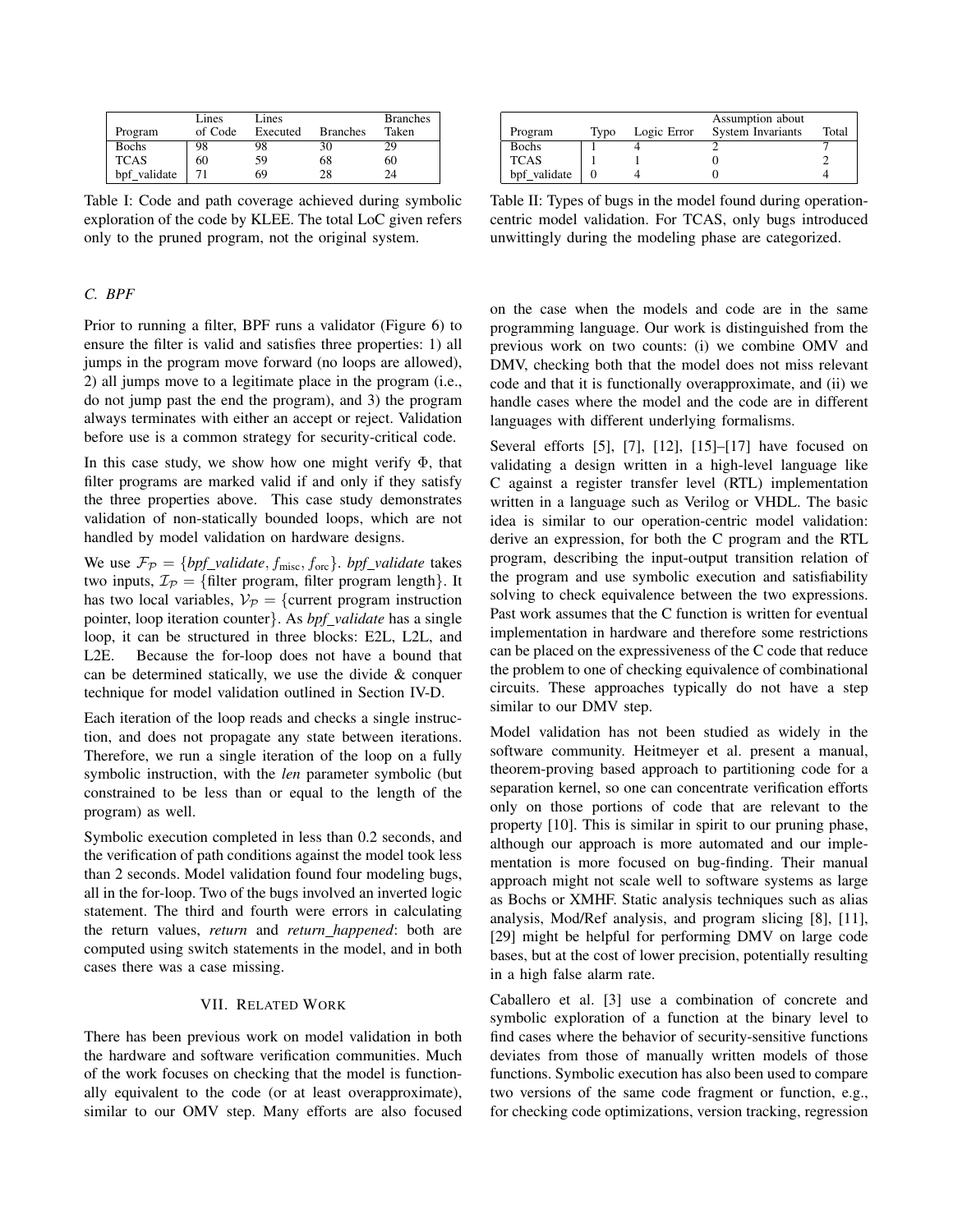| Program | Lines of Code | Lines Executed | Branches | Branches Taken |
|---|---|---|---|---|
| Bochs | 98 | 98 | 30 | 29 |
| TCAS | 60 | 59 | 68 | 60 |
| bpf_validate | 71 | 69 | 28 | 24 |

Table I: Code and path coverage achieved during symbolic exploration of the code by KLEE. The total LoC given refers only to the pruned program, not the original system.

| Program | Typo | Logic Error | Assumption about System Invariants | Total |
|---|---|---|---|---|
| Bochs | 1 | 4 | 2 | 7 |
| TCAS | 1 | 1 | 0 | 2 |
| bpf_validate | 0 | 4 | 0 | 4 |

Table II: Types of bugs in the model found during operation-centric model validation. For TCAS, only bugs introduced unwittingly during the modeling phase are categorized.

### C. BPF

Prior to running a filter, BPF runs a validator (Figure 6) to ensure the filter is valid and satisfies three properties: 1) all jumps in the program move forward (no loops are allowed), 2) all jumps move to a legitimate place in the program (i.e., do not jump past the end the program), and 3) the program always terminates with either an accept or reject. Validation before use is a common strategy for security-critical code.

In this case study, we show how one might verify $\Phi$, that filter programs are marked valid if and only if they satisfy the three properties above. This case study demonstrates validation of non-statically bounded loops, which are not handled by model validation on hardware designs.

We use $\mathcal{F}_{\mathcal{P}} = \{$*bpf_validate*$, f_{\text{misc}}, f_{\text{orc}}\}$. *bpf_validate* takes two inputs, $\mathcal{I}_{\mathcal{P}} = \{$filter program, filter program length$\}$. It has two local variables, $\mathcal{V}_{\mathcal{P}} = \{$current program instruction pointer, loop iteration counter$\}$. As *bpf_validate* has a single loop, it can be structured in three blocks: E2L, L2L, and L2E. Because the for-loop does not have a bound that can be determined statically, we use the divide & conquer technique for model validation outlined in Section IV-D.

Each iteration of the loop reads and checks a single instruction, and does not propagate any state between iterations. Therefore, we run a single iteration of the loop on a fully symbolic instruction, with the *len* parameter symbolic (but constrained to be less than or equal to the length of the program) as well.

Symbolic execution completed in less than 0.2 seconds, and the verification of path conditions against the model took less than 2 seconds. Model validation found four modeling bugs, all in the for-loop. Two of the bugs involved an inverted logic statement. The third and fourth were errors in calculating the return values, *return* and *return_happened*: both are computed using switch statements in the model, and in both cases there was a case missing.

## VII. Related Work

There has been previous work on model validation in both the hardware and software verification communities. Much of the work focuses on checking that the model is functionally equivalent to the code (or at least overapproximate), similar to our OMV step. Many efforts are also focused on the case when the models and code are in the same programming language. Our work is distinguished from the previous work on two counts: (i) we combine OMV and DMV, checking both that the model does not miss relevant code and that it is functionally overapproximate, and (ii) we handle cases where the model and the code are in different languages with different underlying formalisms.

Several efforts [5], [7], [12], [15]–[17] have focused on validating a design written in a high-level language like C against a register transfer level (RTL) implementation written in a language such as Verilog or VHDL. The basic idea is similar to our operation-centric model validation: derive an expression, for both the C program and the RTL program, describing the input-output transition relation of the program and use symbolic execution and satisfiability solving to check equivalence between the two expressions. Past work assumes that the C function is written for eventual implementation in hardware and therefore some restrictions can be placed on the expressiveness of the C code that reduce the problem to one of checking equivalence of combinational circuits. These approaches typically do not have a step similar to our DMV step.

Model validation has not been studied as widely in the software community. Heitmeyer et al. present a manual, theorem-proving based approach to partitioning code for a separation kernel, so one can concentrate verification efforts only on those portions of code that are relevant to the property [10]. This is similar in spirit to our pruning phase, although our approach is more automated and our implementation is more focused on bug-finding. Their manual approach might not scale well to software systems as large as Bochs or XMHF. Static analysis techniques such as alias analysis, Mod/Ref analysis, and program slicing [8], [11], [29] might be helpful for performing DMV on large code bases, but at the cost of lower precision, potentially resulting in a high false alarm rate.

Caballero et al. [3] use a combination of concrete and symbolic exploration of a function at the binary level to find cases where the behavior of security-sensitive functions deviates from those of manually written models of those functions. Symbolic execution has also been used to compare two versions of the same code fragment or function, e.g., for checking code optimizations, version tracking, regression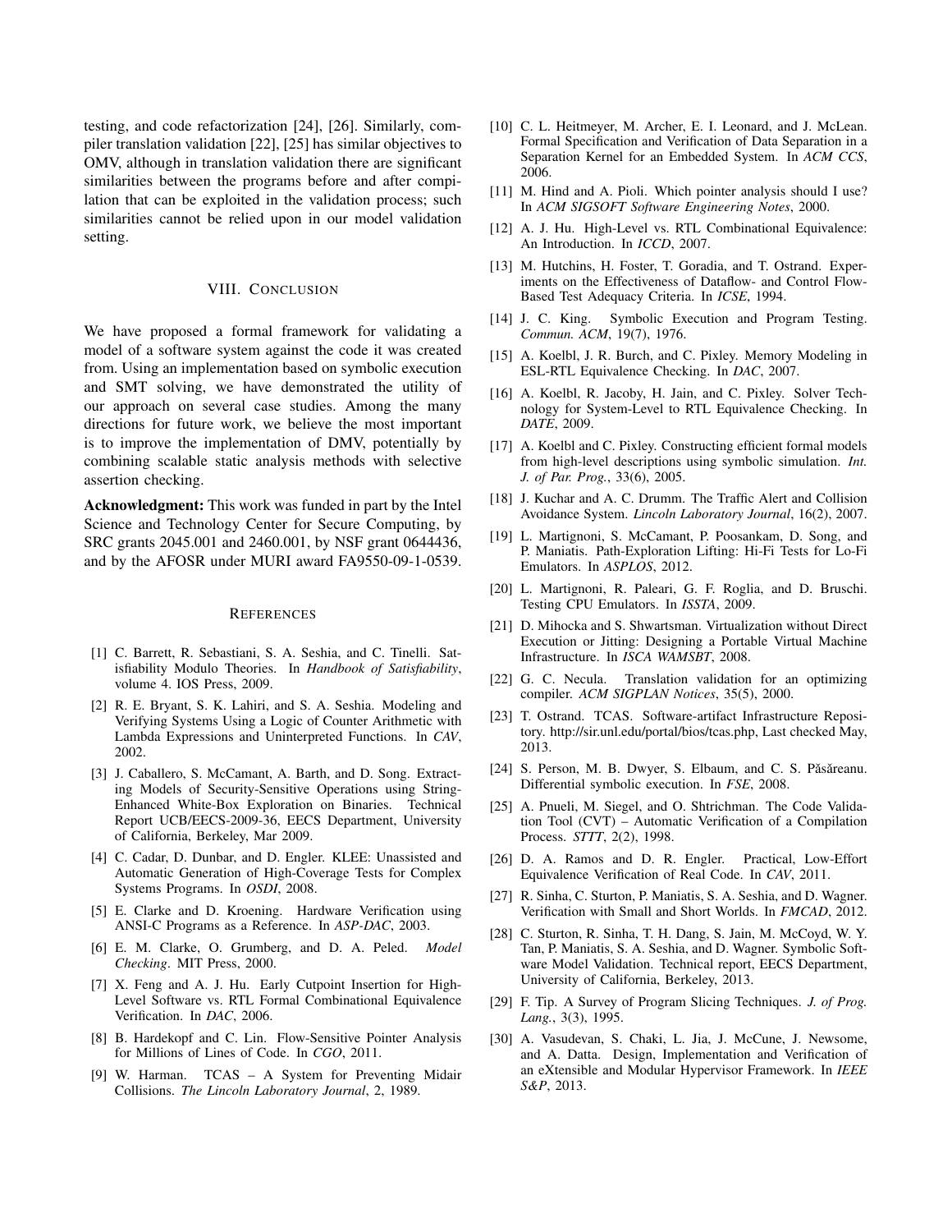testing, and code refactorization [24], [26]. Similarly, compiler translation validation [22], [25] has similar objectives to OMV, although in translation validation there are significant similarities between the programs before and after compilation that can be exploited in the validation process; such similarities cannot be relied upon in our model validation setting.

## VIII. Conclusion

We have proposed a formal framework for validating a model of a software system against the code it was created from. Using an implementation based on symbolic execution and SMT solving, we have demonstrated the utility of our approach on several case studies. Among the many directions for future work, we believe the most important is to improve the implementation of DMV, potentially by combining scalable static analysis methods with selective assertion checking.

**Acknowledgment:** This work was funded in part by the Intel Science and Technology Center for Secure Computing, by SRC grants 2045.001 and 2460.001, by NSF grant 0644436, and by the AFOSR under MURI award FA9550-09-1-0539.

## References

[1] C. Barrett, R. Sebastiani, S. A. Seshia, and C. Tinelli. Satisfiability Modulo Theories. In *Handbook of Satisfiability*, volume 4. IOS Press, 2009.

[2] R. E. Bryant, S. K. Lahiri, and S. A. Seshia. Modeling and Verifying Systems Using a Logic of Counter Arithmetic with Lambda Expressions and Uninterpreted Functions. In *CAV*, 2002.

[3] J. Caballero, S. McCamant, A. Barth, and D. Song. Extracting Models of Security-Sensitive Operations using String-Enhanced White-Box Exploration on Binaries. Technical Report UCB/EECS-2009-36, EECS Department, University of California, Berkeley, Mar 2009.

[4] C. Cadar, D. Dunbar, and D. Engler. KLEE: Unassisted and Automatic Generation of High-Coverage Tests for Complex Systems Programs. In *OSDI*, 2008.

[5] E. Clarke and D. Kroening. Hardware Verification using ANSI-C Programs as a Reference. In *ASP-DAC*, 2003.

[6] E. M. Clarke, O. Grumberg, and D. A. Peled. *Model Checking*. MIT Press, 2000.

[7] X. Feng and A. J. Hu. Early Cutpoint Insertion for High-Level Software vs. RTL Formal Combinational Equivalence Verification. In *DAC*, 2006.

[8] B. Hardekopf and C. Lin. Flow-Sensitive Pointer Analysis for Millions of Lines of Code. In *CGO*, 2011.

[9] W. Harman. TCAS – A System for Preventing Midair Collisions. *The Lincoln Laboratory Journal*, 2, 1989.

[10] C. L. Heitmeyer, M. Archer, E. I. Leonard, and J. McLean. Formal Specification and Verification of Data Separation in a Separation Kernel for an Embedded System. In *ACM CCS*, 2006.

[11] M. Hind and A. Pioli. Which pointer analysis should I use? In *ACM SIGSOFT Software Engineering Notes*, 2000.

[12] A. J. Hu. High-Level vs. RTL Combinational Equivalence: An Introduction. In *ICCD*, 2007.

[13] M. Hutchins, H. Foster, T. Goradia, and T. Ostrand. Experiments on the Effectiveness of Dataflow- and Control Flow-Based Test Adequacy Criteria. In *ICSE*, 1994.

[14] J. C. King. Symbolic Execution and Program Testing. *Commun. ACM*, 19(7), 1976.

[15] A. Koelbl, J. R. Burch, and C. Pixley. Memory Modeling in ESL-RTL Equivalence Checking. In *DAC*, 2007.

[16] A. Koelbl, R. Jacoby, H. Jain, and C. Pixley. Solver Technology for System-Level to RTL Equivalence Checking. In *DATE*, 2009.

[17] A. Koelbl and C. Pixley. Constructing efficient formal models from high-level descriptions using symbolic simulation. *Int. J. of Par. Prog.*, 33(6), 2005.

[18] J. Kuchar and A. C. Drumm. The Traffic Alert and Collision Avoidance System. *Lincoln Laboratory Journal*, 16(2), 2007.

[19] L. Martignoni, S. McCamant, P. Poosankam, D. Song, and P. Maniatis. Path-Exploration Lifting: Hi-Fi Tests for Lo-Fi Emulators. In *ASPLOS*, 2012.

[20] L. Martignoni, R. Paleari, G. F. Roglia, and D. Bruschi. Testing CPU Emulators. In *ISSTA*, 2009.

[21] D. Mihocka and S. Shwartsman. Virtualization without Direct Execution or Jitting: Designing a Portable Virtual Machine Infrastructure. In *ISCA WAMSBT*, 2008.

[22] G. C. Necula. Translation validation for an optimizing compiler. *ACM SIGPLAN Notices*, 35(5), 2000.

[23] T. Ostrand. TCAS. Software-artifact Infrastructure Repository. http://sir.unl.edu/portal/bios/tcas.php, Last checked May, 2013.

[24] S. Person, M. B. Dwyer, S. Elbaum, and C. S. Păsăreanu. Differential symbolic execution. In *FSE*, 2008.

[25] A. Pnueli, M. Siegel, and O. Shtrichman. The Code Validation Tool (CVT) – Automatic Verification of a Compilation Process. *STTT*, 2(2), 1998.

[26] D. A. Ramos and D. R. Engler. Practical, Low-Effort Equivalence Verification of Real Code. In *CAV*, 2011.

[27] R. Sinha, C. Sturton, P. Maniatis, S. A. Seshia, and D. Wagner. Verification with Small and Short Worlds. In *FMCAD*, 2012.

[28] C. Sturton, R. Sinha, T. H. Dang, S. Jain, M. McCoyd, W. Y. Tan, P. Maniatis, S. A. Seshia, and D. Wagner. Symbolic Software Model Validation. Technical report, EECS Department, University of California, Berkeley, 2013.

[29] F. Tip. A Survey of Program Slicing Techniques. *J. of Prog. Lang.*, 3(3), 1995.

[30] A. Vasudevan, S. Chaki, L. Jia, J. McCune, J. Newsome, and A. Datta. Design, Implementation and Verification of an eXtensible and Modular Hypervisor Framework. In *IEEE S&P*, 2013.